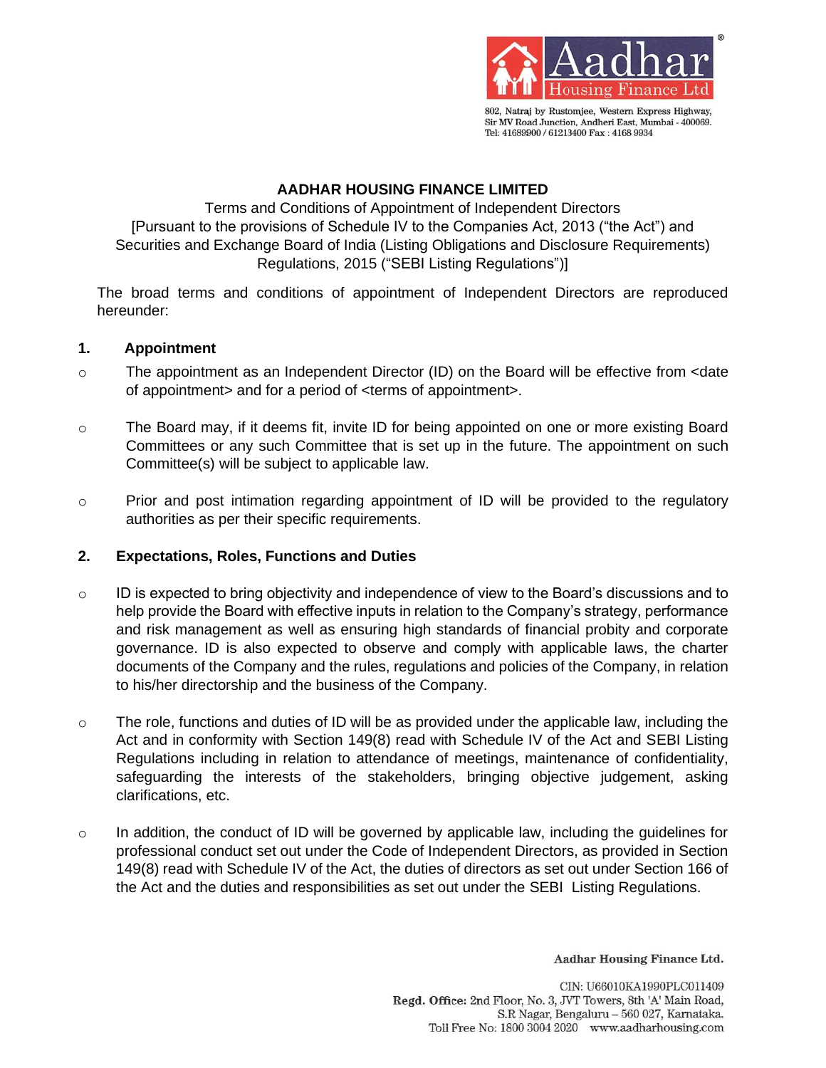# AADHAR HOUSING FINANCE LIMITED

Terms and Conditions of Appointment of Independent Directors
[Pursuant to the provisions of Schedule IV to the Companies Act, 2013 ("the Act") and Securities and Exchange Board of India (Listing Obligations and Disclosure Requirements) Regulations, 2015 ("SEBI Listing Regulations")]

The broad terms and conditions of appointment of Independent Directors are reproduced hereunder:

## 1. Appointment

- The appointment as an Independent Director (ID) on the Board will be effective from <date of appointment> and for a period of <terms of appointment>.
- The Board may, if it deems fit, invite ID for being appointed on one or more existing Board Committees or any such Committee that is set up in the future. The appointment on such Committee(s) will be subject to applicable law.
- Prior and post intimation regarding appointment of ID will be provided to the regulatory authorities as per their specific requirements.

## 2. Expectations, Roles, Functions and Duties

- ID is expected to bring objectivity and independence of view to the Board's discussions and to help provide the Board with effective inputs in relation to the Company's strategy, performance and risk management as well as ensuring high standards of financial probity and corporate governance. ID is also expected to observe and comply with applicable laws, the charter documents of the Company and the rules, regulations and policies of the Company, in relation to his/her directorship and the business of the Company.
- The role, functions and duties of ID will be as provided under the applicable law, including the Act and in conformity with Section 149(8) read with Schedule IV of the Act and SEBI Listing Regulations including in relation to attendance of meetings, maintenance of confidentiality, safeguarding the interests of the stakeholders, bringing objective judgement, asking clarifications, etc.
- In addition, the conduct of ID will be governed by applicable law, including the guidelines for professional conduct set out under the Code of Independent Directors, as provided in Section 149(8) read with Schedule IV of the Act, the duties of directors as set out under Section 166 of the Act and the duties and responsibilities as set out under the SEBI Listing Regulations.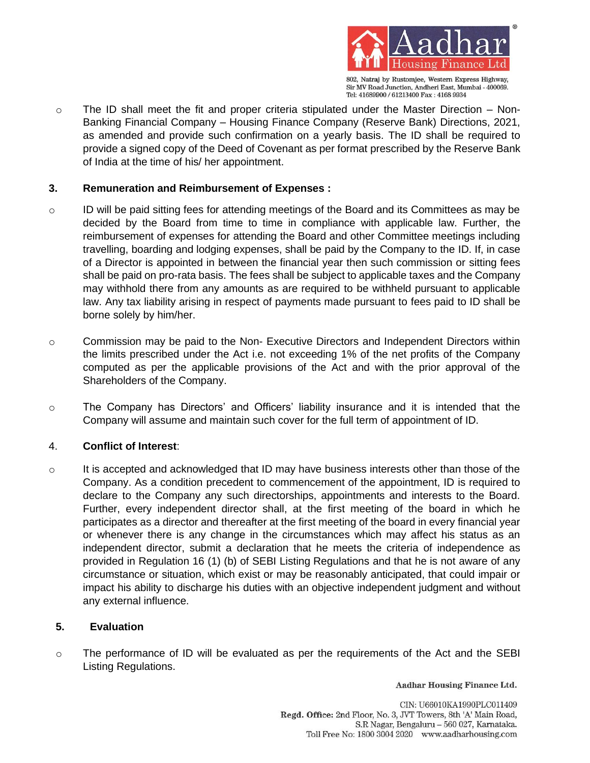- The ID shall meet the fit and proper criteria stipulated under the Master Direction – Non-Banking Financial Company – Housing Finance Company (Reserve Bank) Directions, 2021, as amended and provide such confirmation on a yearly basis. The ID shall be required to provide a signed copy of the Deed of Covenant as per format prescribed by the Reserve Bank of India at the time of his/ her appointment.

**3. Remuneration and Reimbursement of Expenses :**

- ID will be paid sitting fees for attending meetings of the Board and its Committees as may be decided by the Board from time to time in compliance with applicable law. Further, the reimbursement of expenses for attending the Board and other Committee meetings including travelling, boarding and lodging expenses, shall be paid by the Company to the ID. If, in case of a Director is appointed in between the financial year then such commission or sitting fees shall be paid on pro-rata basis. The fees shall be subject to applicable taxes and the Company may withhold there from any amounts as are required to be withheld pursuant to applicable law. Any tax liability arising in respect of payments made pursuant to fees paid to ID shall be borne solely by him/her.

- Commission may be paid to the Non- Executive Directors and Independent Directors within the limits prescribed under the Act i.e. not exceeding 1% of the net profits of the Company computed as per the applicable provisions of the Act and with the prior approval of the Shareholders of the Company.

- The Company has Directors' and Officers' liability insurance and it is intended that the Company will assume and maintain such cover for the full term of appointment of ID.

4. **Conflict of Interest**:

- It is accepted and acknowledged that ID may have business interests other than those of the Company. As a condition precedent to commencement of the appointment, ID is required to declare to the Company any such directorships, appointments and interests to the Board. Further, every independent director shall, at the first meeting of the board in which he participates as a director and thereafter at the first meeting of the board in every financial year or whenever there is any change in the circumstances which may affect his status as an independent director, submit a declaration that he meets the criteria of independence as provided in Regulation 16 (1) (b) of SEBI Listing Regulations and that he is not aware of any circumstance or situation, which exist or may be reasonably anticipated, that could impair or impact his ability to discharge his duties with an objective independent judgment and without any external influence.

**5. Evaluation**

- The performance of ID will be evaluated as per the requirements of the Act and the SEBI Listing Regulations.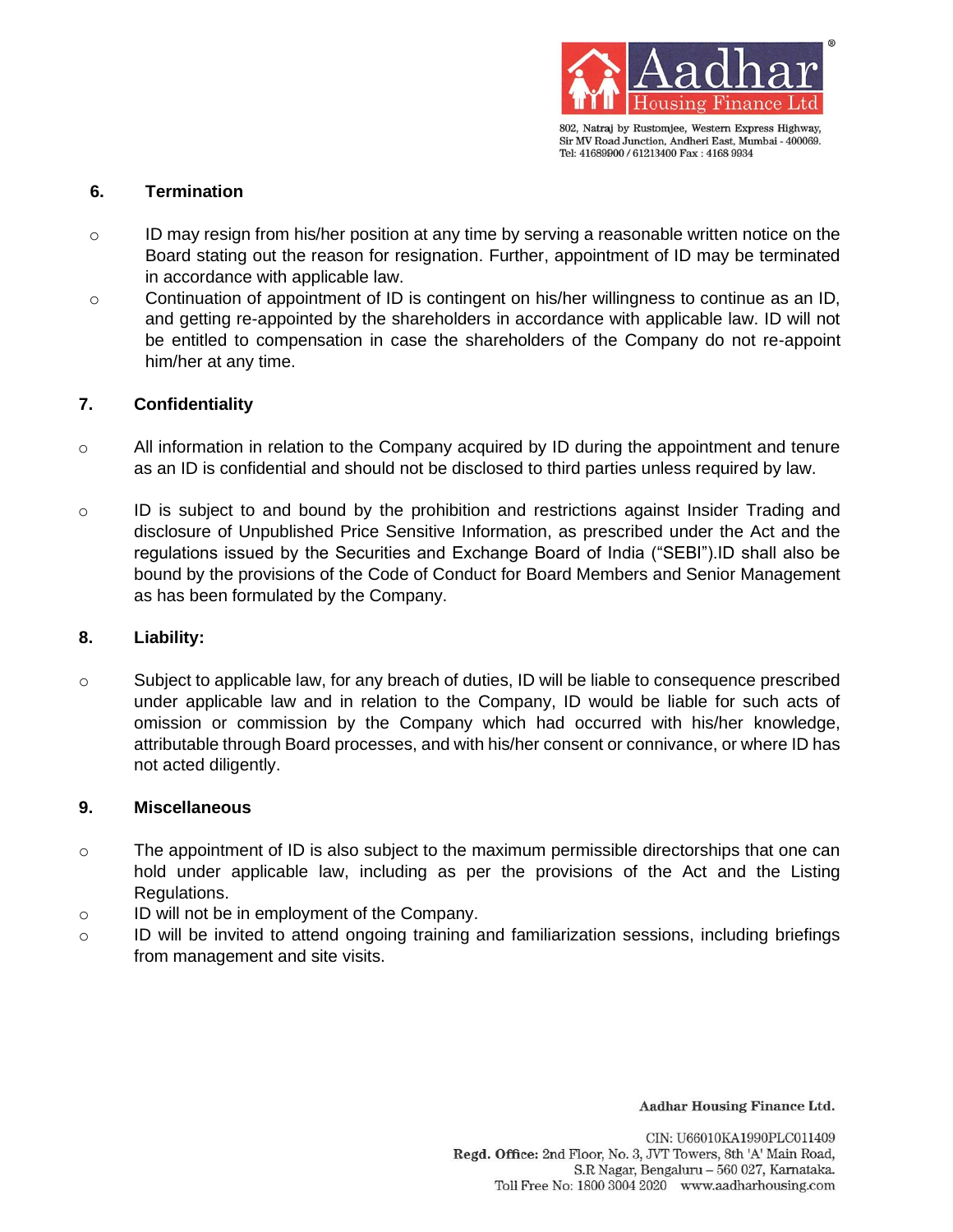## 6. Termination

- ID may resign from his/her position at any time by serving a reasonable written notice on the Board stating out the reason for resignation. Further, appointment of ID may be terminated in accordance with applicable law.
- Continuation of appointment of ID is contingent on his/her willingness to continue as an ID, and getting re-appointed by the shareholders in accordance with applicable law. ID will not be entitled to compensation in case the shareholders of the Company do not re-appoint him/her at any time.

## 7. Confidentiality

- All information in relation to the Company acquired by ID during the appointment and tenure as an ID is confidential and should not be disclosed to third parties unless required by law.

- ID is subject to and bound by the prohibition and restrictions against Insider Trading and disclosure of Unpublished Price Sensitive Information, as prescribed under the Act and the regulations issued by the Securities and Exchange Board of India ("SEBI").ID shall also be bound by the provisions of the Code of Conduct for Board Members and Senior Management as has been formulated by the Company.

## 8. Liability:

- Subject to applicable law, for any breach of duties, ID will be liable to consequence prescribed under applicable law and in relation to the Company, ID would be liable for such acts of omission or commission by the Company which had occurred with his/her knowledge, attributable through Board processes, and with his/her consent or connivance, or where ID has not acted diligently.

## 9. Miscellaneous

- The appointment of ID is also subject to the maximum permissible directorships that one can hold under applicable law, including as per the provisions of the Act and the Listing Regulations.
- ID will not be in employment of the Company.
- ID will be invited to attend ongoing training and familiarization sessions, including briefings from management and site visits.